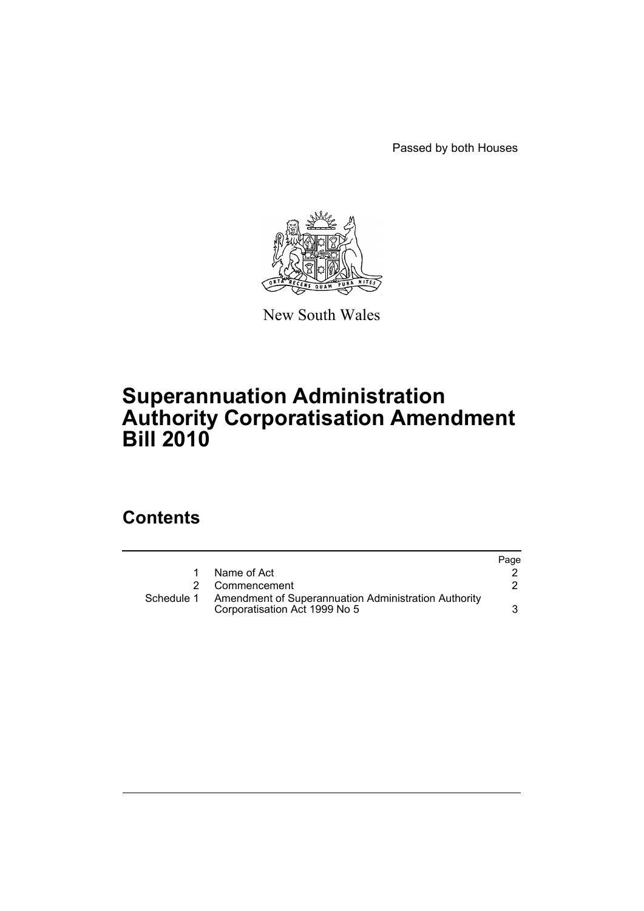Passed by both Houses

New South Wales

# Superannuation Administration Authority Corporatisation Amendment Bill 2010

## Contents

| | | Page |
|---|---|---|
| 1 | Name of Act | 2 |
| 2 | Commencement | 2 |
| Schedule 1 | Amendment of Superannuation Administration Authority Corporatisation Act 1999 No 5 | 3 |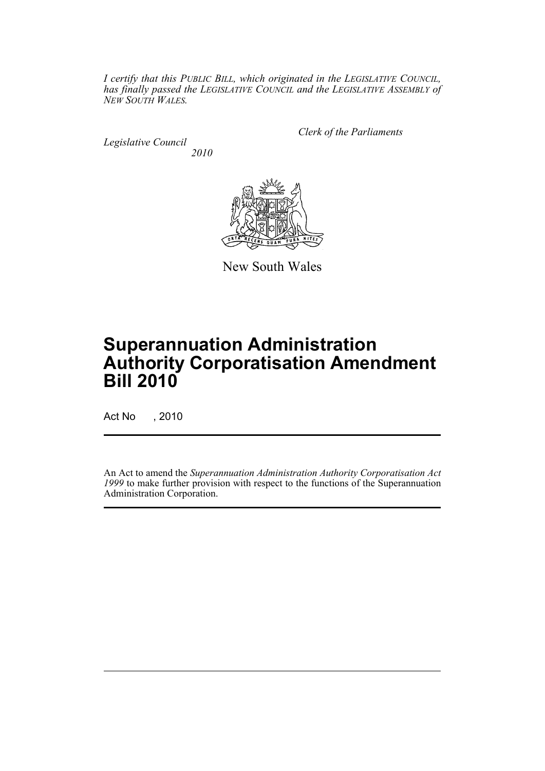*I certify that this PUBLIC BILL, which originated in the LEGISLATIVE COUNCIL, has finally passed the LEGISLATIVE COUNCIL and the LEGISLATIVE ASSEMBLY of NEW SOUTH WALES.*

*Clerk of the Parliaments*

*Legislative Council*

*2010*

New South Wales

# Superannuation Administration Authority Corporatisation Amendment Bill 2010

Act No , 2010

An Act to amend the *Superannuation Administration Authority Corporatisation Act 1999* to make further provision with respect to the functions of the Superannuation Administration Corporation.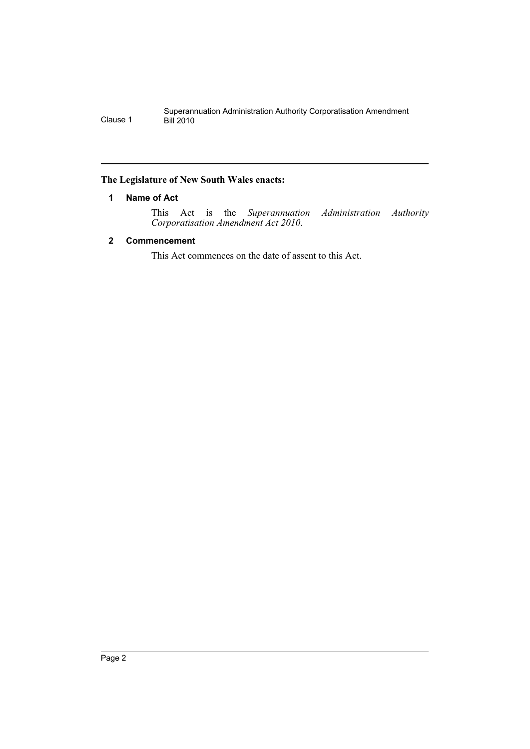**The Legislature of New South Wales enacts:**

## 1 Name of Act

This Act is the *Superannuation Administration Authority Corporatisation Amendment Act 2010*.

## 2 Commencement

This Act commences on the date of assent to this Act.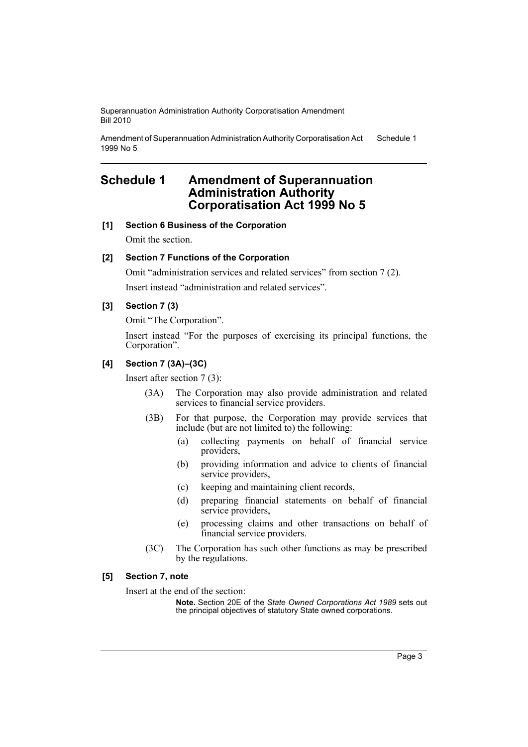# Schedule 1 Amendment of Superannuation Administration Authority Corporatisation Act 1999 No 5

**[1] Section 6 Business of the Corporation**

Omit the section.

**[2] Section 7 Functions of the Corporation**

Omit "administration services and related services" from section 7 (2).

Insert instead "administration and related services".

**[3] Section 7 (3)**

Omit "The Corporation".

Insert instead "For the purposes of exercising its principal functions, the Corporation".

**[4] Section 7 (3A)–(3C)**

Insert after section 7 (3):

(3A) The Corporation may also provide administration and related services to financial service providers.

(3B) For that purpose, the Corporation may provide services that include (but are not limited to) the following:

(a) collecting payments on behalf of financial service providers,

(b) providing information and advice to clients of financial service providers,

(c) keeping and maintaining client records,

(d) preparing financial statements on behalf of financial service providers,

(e) processing claims and other transactions on behalf of financial service providers.

(3C) The Corporation has such other functions as may be prescribed by the regulations.

**[5] Section 7, note**

Insert at the end of the section:

**Note.** Section 20E of the *State Owned Corporations Act 1989* sets out the principal objectives of statutory State owned corporations.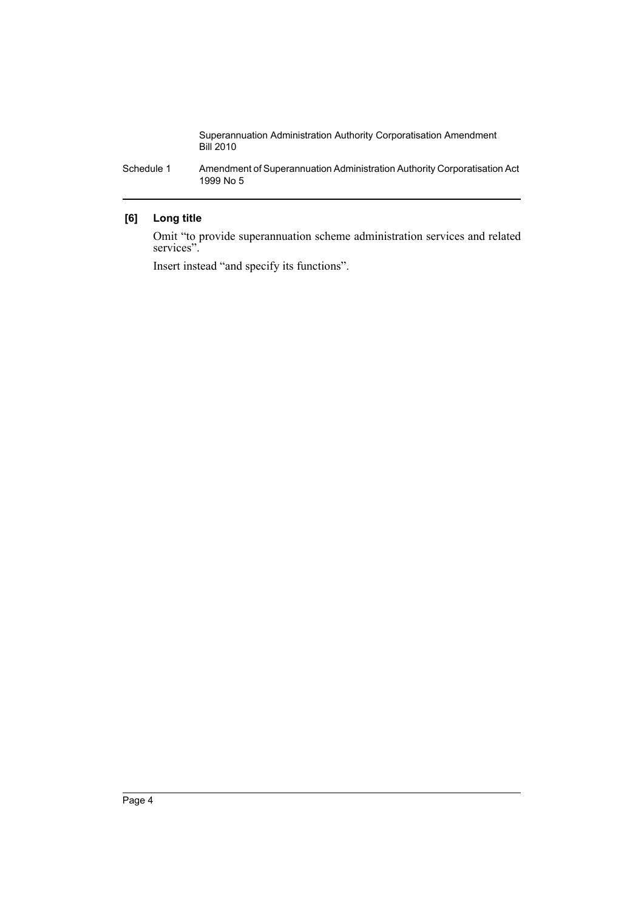### [6] Long title

Omit "to provide superannuation scheme administration services and related services".

Insert instead "and specify its functions".